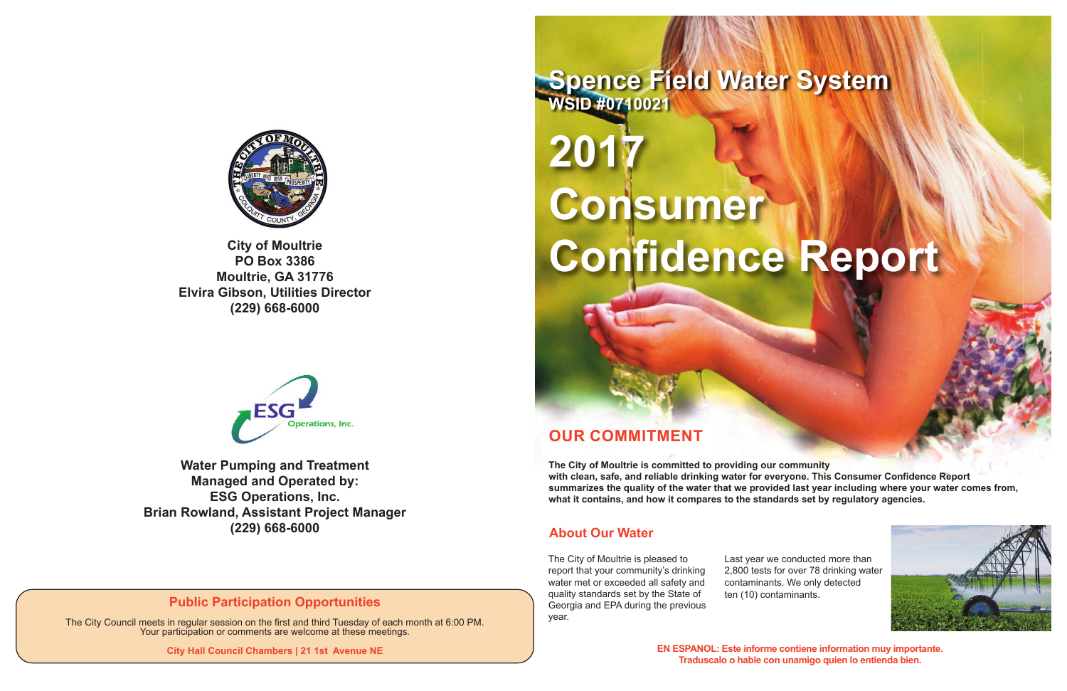City of Moultrie
PO Box 3386
Moultrie, GA 31776
Elvira Gibson, Utilities Director
(229) 668-6000

Water Pumping and Treatment
Managed and Operated by:
ESG Operations, Inc.
Brian Rowland, Assistant Project Manager
(229) 668-6000

## Public Participation Opportunities

The City Council meets in regular session on the first and third Tuesday of each month at 6:00 PM. Your participation or comments are welcome at these meetings.

**City Hall Council Chambers | 21 1st Avenue NE**

# Spence Field Water System

**WSID #0710021**

# 2017 Consumer Confidence Report

## OUR COMMITMENT

**The City of Moultrie is committed to providing our community with clean, safe, and reliable drinking water for everyone. This Consumer Confidence Report summarizes the quality of the water that we provided last year including where your water comes from, what it contains, and how it compares to the standards set by regulatory agencies.**

## About Our Water

The City of Moultrie is pleased to report that your community's drinking water met or exceeded all safety and quality standards set by the State of Georgia and EPA during the previous year.

Last year we conducted more than 2,800 tests for over 78 drinking water contaminants. We only detected ten (10) contaminants.

**EN ESPANOL: Este informe contiene information muy importante. Traduscalo o hable con unamigo quien lo entienda bien.**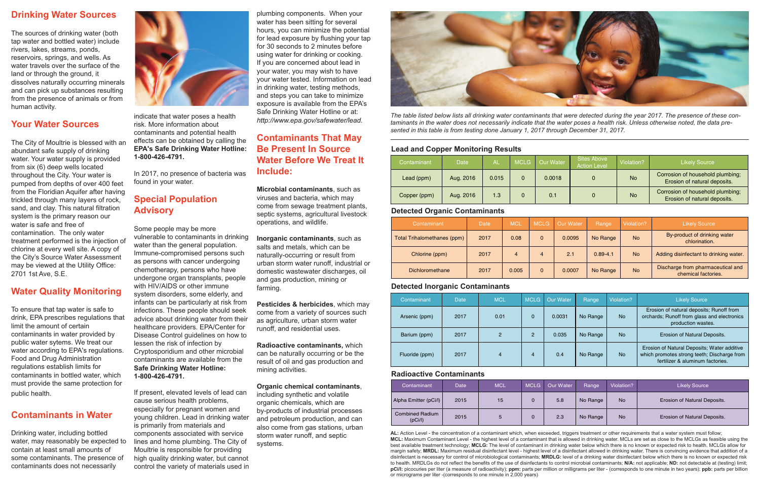## Drinking Water Sources

The sources of drinking water (both tap water and bottled water) include rivers, lakes, streams, ponds, reservoirs, springs, and wells. As water travels over the surface of the land or through the ground, it dissolves naturally occurring minerals and can pick up substances resulting from the presence of animals or from human activity.

## Your Water Sources

The City of Moultrie is blessed with an abundant safe supply of drinking water. Your water supply is provided from six (6) deep wells located throughout the City. Your water is pumped from depths of over 400 feet from the Floridian Aquifer after having trickled through many layers of rock, sand, and clay. This natural filtration system is the primary reason our water is safe and free of contamination. The only water treatment performed is the injection of chlorine at every well site. A copy of the City's Source Water Assessment may be viewed at the Utility Office: 2701 1st Ave, S.E.

## Water Quality Monitoring

To ensure that tap water is safe to drink, EPA prescribes regulations that limit the amount of certain contaminants in water provided by public water sytems. We treat our water according to EPA's regulations. Food and Drug Administration regulations establish limits for contaminants in bottled water, which must provide the same protection for public health.

## Contaminants in Water

Drinking water, including bottled water, may reasonably be expected to contain at least small amounts of some contaminants. The presence of contaminants does not necessarily indicate that water poses a health risk. More information about contaminants and potential health effects can be obtained by calling the **EPA's Safe Drinking Water Hotline: 1-800-426-4791.**

In 2017, no presence of bacteria was found in your water.

## Special Population Advisory

Some people may be more vulnerable to contaminants in drinking water than the general population. Immune-compromised persons such as persons with cancer undergoing chemotherapy, persons who have undergone organ transplants, people with HIV/AIDS or other immune system disorders, some elderly, and infants can be particularly at risk from infections. These people should seek advice about drinking water from their healthcare providers. EPA/Center for Disease Control guidelines on how to lessen the risk of infection by Cryptosporidium and other microbial contaminants are available from the **Safe Drinking Water Hotline: 1-800-426-4791.**

If present, elevated levels of lead can cause serious health problems, especially for pregnant women and young children. Lead in drinking water is primarily from materials and components associated with service lines and home plumbing. The City of Moultrie is responsible for providing high quality drinking water, but cannot control the variety of materials used in plumbing components. When your water has been sitting for several hours, you can minimize the potential for lead exposure by flushing your tap for 30 seconds to 2 minutes before using water for drinking or cooking. If you are concerned about lead in your water, you may wish to have your water tested. Information on lead in drinking water, testing methods, and steps you can take to minimize exposure is available from the EPA's Safe Drinking Water Hotline or at: *http://www.epa.gov/safewater/lead.*

## Contaminants That May Be Present In Source Water Before We Treat It Include:

**Microbial contaminants**, such as viruses and bacteria, which may come from sewage treatment plants, septic systems, agricultural livestock operations, and wildlife.

**Inorganic contaminants**, such as salts and metals, which can be naturally-occurring or result from urban storm water runoff, industrial or domestic wastewater discharges, oil and gas production, mining or farming.

**Pesticides & herbicides**, which may come from a variety of sources such as agriculture, urban storm water runoff, and residential uses.

**Radioactive contaminants,** which can be naturally occurring or be the result of oil and gas production and mining activities.

**Organic chemical contaminants**, including synthetic and volatile organic chemicals, which are by-products of industrial processes and petroleum production, and can also come from gas stations, urban storm water runoff, and septic systems.

*The table listed below lists all drinking water contaminants that were detected during the year 2017. The presence of these contaminants in the water does not necessarily indicate that the water poses a health risk. Unless otherwise noted, the data presented in this table is from testing done January 1, 2017 through December 31, 2017.*

### Lead and Copper Monitoring Results

| Contaminant | Date | AL | MCLG | Our Water | Sites Above Action Level | Violation? | Likely Source |
|---|---|---|---|---|---|---|---|
| Lead (ppm) | Aug. 2016 | 0.015 | 0 | 0.0018 | 0 | No | Corrosion of household plumbing; Erosion of natural deposits. |
| Copper (ppm) | Aug. 2016 | 1.3 | 0 | 0.1 | 0 | No | Corrosion of household plumbing; Erosion of natural deposits. |

### Detected Organic Contaminants

| Contaminant | Date | MCL | MCLG | Our Water | Range | Violation? | Likely Source |
|---|---|---|---|---|---|---|---|
| Total Trihalomethanes (ppm) | 2017 | 0.08 | 0 | 0.0095 | No Range | No | By-product of drinking water chlorination. |
| Chlorine (ppm) | 2017 | 4 | 4 | 2.1 | 0.89-4.1 | No | Adding disinfectant to drinking water. |
| Dichloromethane | 2017 | 0.005 | 0 | 0.0007 | No Range | No | Discharge from pharmaceutical and chemical factories. |

### Detected Inorganic Contaminants

| Contaminant | Date | MCL | MCLG | Our Water | Range | Violation? | Likely Source |
|---|---|---|---|---|---|---|---|
| Arsenic (ppm) | 2017 | 0.01 | 0 | 0.0031 | No Range | No | Erosion of natural deposits; Runoff from orchards; Runoff from glass and electronics production wastes. |
| Barium (ppm) | 2017 | 2 | 2 | 0.035 | No Range | No | Erosion of Natural Deposits. |
| Fluoride (ppm) | 2017 | 4 | 4 | 0.4 | No Range | No | Erosion of Natural Deposits; Water additive which promotes strong teeth; Discharge from fertilizer & aluminum factories. |

### Radioactive Contaminants

| Contaminant | Date | MCL | MCLG | Our Water | Range | Violation? | Likely Source |
|---|---|---|---|---|---|---|---|
| Alpha Emitter (pCi/l) | 2015 | 15 | 0 | 5.8 | No Range | No | Erosion of Natural Deposits. |
| Combined Radium (pCi/l) | 2015 | 5 | 0 | 2.3 | No Range | No | Erosion of Natural Deposits. |

**AL:** Action Level - the concentration of a contaminant which, when exceeded, triggers treatment or other requirements that a water system must follow; **MCL:** Maximum Contaminant Level - the highest level of a contaminant that is allowed in drinking water. MCLs are set as close to the MCLGs as feasible using the best available treatment technology; **MCLG:** The level of contaminant in drinking water below which there is no known or expected risk to health. MCLGs allow for margin safety; **MRDL:** Maximum residual disinfectant level - highest level of a disinfectant allowed in drinking water. There is convincing evidence that addition of a disinfectant is necessary for control of microbiological contaminants; **MRDLG:** level of a drinking water disinfectant below which there is no known or expected risk to health. MRDLGs do not reflect the benefits of the use of disinfectants to control microbial contaminants; **N/A:** not applicable; **ND:** not detectable at (testing) limit; **pCi/l:** picocuries per liter (a measure of radioactivity); **ppm:** parts per million or milligrams per liter - (corresponds to one minute in two years); **ppb:** parts per billion or micrograms per liter -(corresponds to one minute in 2,000 years)